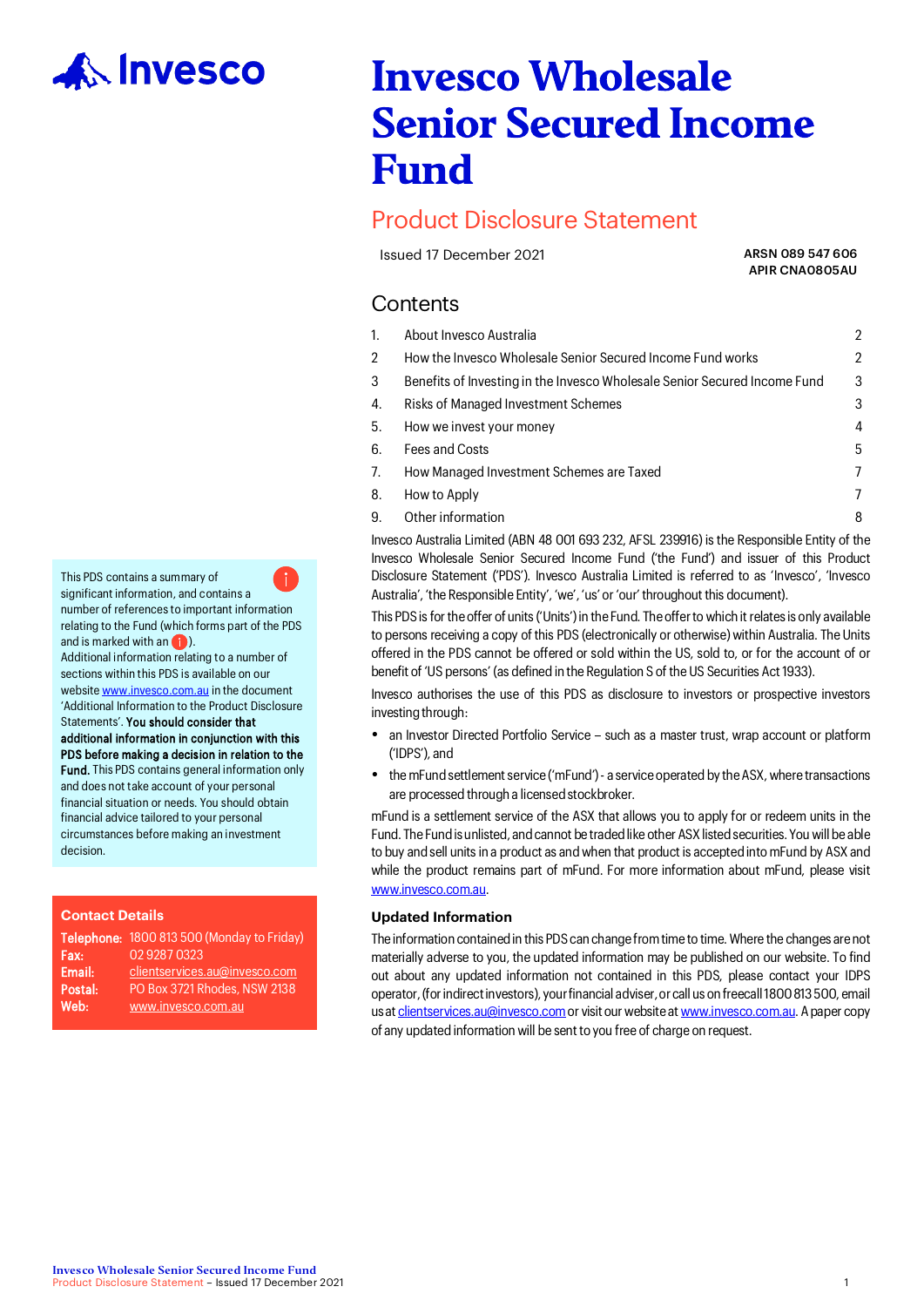Invesco

# Invesco Wholesale Senior Secured Income Fund

## Product Disclosure Statement

Issued 17 December 2021

**ARSN 089 547 606**
**APIR CNA0805AU**

## Contents

| | | |
|---|---|---|
| 1. | About Invesco Australia | 2 |
| 2 | How the Invesco Wholesale Senior Secured Income Fund works | 2 |
| 3 | Benefits of Investing in the Invesco Wholesale Senior Secured Income Fund | 3 |
| 4. | Risks of Managed Investment Schemes | 3 |
| 5. | How we invest your money | 4 |
| 6. | Fees and Costs | 5 |
| 7. | How Managed Investment Schemes are Taxed | 7 |
| 8. | How to Apply | 7 |
| 9. | Other information | 8 |

Invesco Australia Limited (ABN 48 001 693 232, AFSL 239916) is the Responsible Entity of the Invesco Wholesale Senior Secured Income Fund ('the Fund') and issuer of this Product Disclosure Statement ('PDS'). Invesco Australia Limited is referred to as 'Invesco', 'Invesco Australia', 'the Responsible Entity', 'we', 'us' or 'our' throughout this document).

This PDS is for the offer of units ('Units') in the Fund. The offer to which it relates is only available to persons receiving a copy of this PDS (electronically or otherwise) within Australia. The Units offered in the PDS cannot be offered or sold within the US, sold to, or for the account of or benefit of 'US persons' (as defined in the Regulation S of the US Securities Act 1933).

Invesco authorises the use of this PDS as disclosure to investors or prospective investors investing through:

- an Investor Directed Portfolio Service – such as a master trust, wrap account or platform ('IDPS'), and
- the mFund settlement service ('mFund') - a service operated by the ASX, where transactions are processed through a licensed stockbroker.

mFund is a settlement service of the ASX that allows you to apply for or redeem units in the Fund. The Fund is unlisted, and cannot be traded like other ASX listed securities. You will be able to buy and sell units in a product as and when that product is accepted into mFund by ASX and while the product remains part of mFund. For more information about mFund, please visit www.invesco.com.au.

### Updated Information

The information contained in this PDS can change from time to time. Where the changes are not materially adverse to you, the updated information may be published on our website. To find out about any updated information not contained in this PDS, please contact your IDPS operator, (for indirect investors), your financial adviser, or call us on freecall 1800 813 500, email us at clientservices.au@invesco.com or visit our website at www.invesco.com.au. A paper copy of any updated information will be sent to you free of charge on request.

This PDS contains a summary of significant information, and contains a number of references to important information relating to the Fund (which forms part of the PDS and is marked with an ⓘ).
Additional information relating to a number of sections within this PDS is available on our website www.invesco.com.au in the document 'Additional Information to the Product Disclosure Statements'. **You should consider that additional information in conjunction with this PDS before making a decision in relation to the Fund.** This PDS contains general information only and does not take account of your personal financial situation or needs. You should obtain financial advice tailored to your personal circumstances before making an investment decision.

### Contact Details

**Telephone:** 1800 813 500 (Monday to Friday)
**Fax:** 02 9287 0323
**Email:** clientservices.au@invesco.com
**Postal:** PO Box 3721 Rhodes, NSW 2138
**Web:** www.invesco.com.au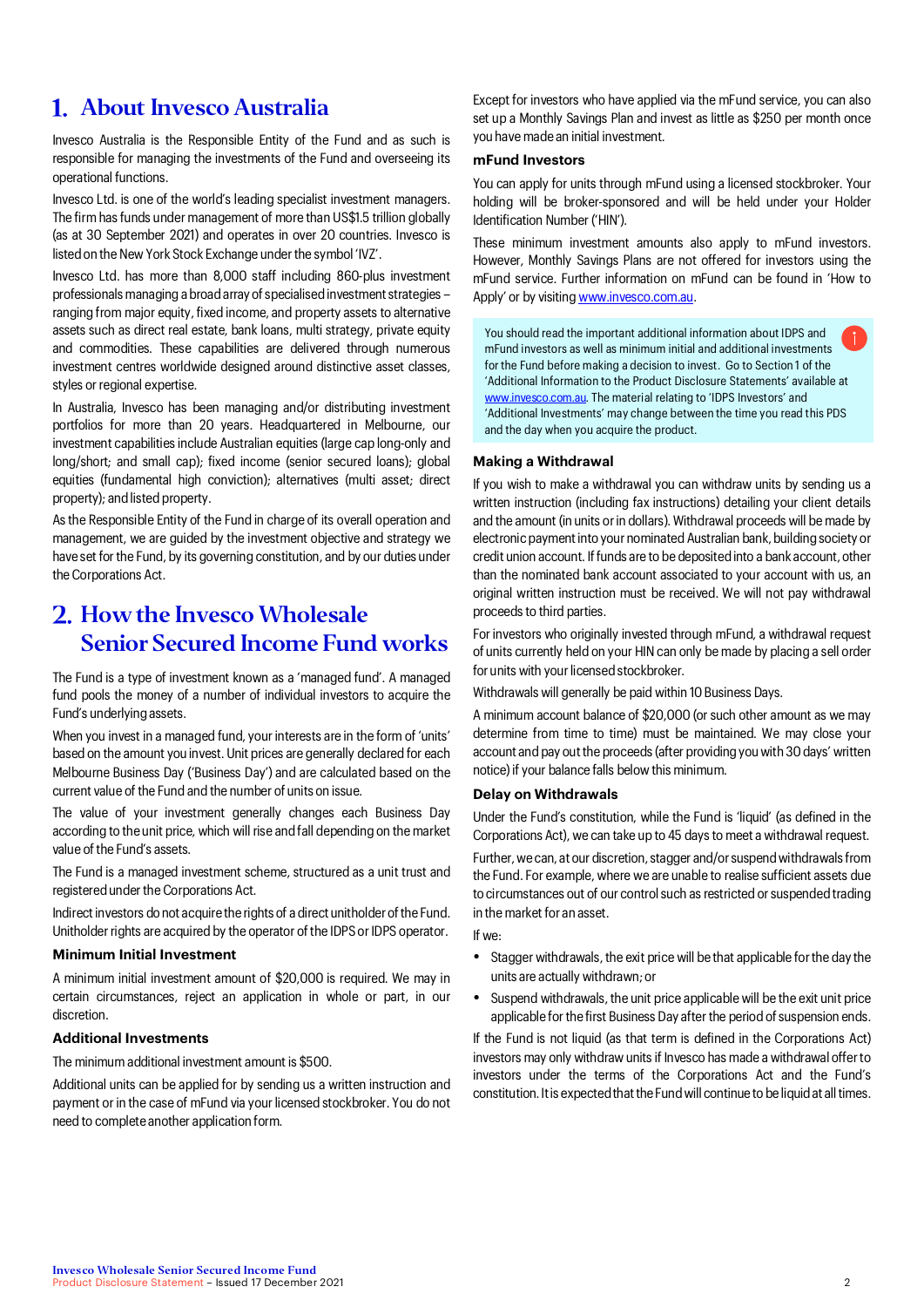# 1. About Invesco Australia

Invesco Australia is the Responsible Entity of the Fund and as such is responsible for managing the investments of the Fund and overseeing its operational functions.

Invesco Ltd. is one of the world's leading specialist investment managers. The firm has funds under management of more than US$1.5 trillion globally (as at 30 September 2021) and operates in over 20 countries. Invesco is listed on the New York Stock Exchange under the symbol 'IVZ'.

Invesco Ltd. has more than 8,000 staff including 860-plus investment professionals managing a broad array of specialised investment strategies – ranging from major equity, fixed income, and property assets to alternative assets such as direct real estate, bank loans, multi strategy, private equity and commodities. These capabilities are delivered through numerous investment centres worldwide designed around distinctive asset classes, styles or regional expertise.

In Australia, Invesco has been managing and/or distributing investment portfolios for more than 20 years. Headquartered in Melbourne, our investment capabilities include Australian equities (large cap long-only and long/short; and small cap); fixed income (senior secured loans); global equities (fundamental high conviction); alternatives (multi asset; direct property); and listed property.

As the Responsible Entity of the Fund in charge of its overall operation and management, we are guided by the investment objective and strategy we have set for the Fund, by its governing constitution, and by our duties under the Corporations Act.

# 2. How the Invesco Wholesale Senior Secured Income Fund works

The Fund is a type of investment known as a 'managed fund'. A managed fund pools the money of a number of individual investors to acquire the Fund's underlying assets.

When you invest in a managed fund, your interests are in the form of 'units' based on the amount you invest. Unit prices are generally declared for each Melbourne Business Day ('Business Day') and are calculated based on the current value of the Fund and the number of units on issue.

The value of your investment generally changes each Business Day according to the unit price, which will rise and fall depending on the market value of the Fund's assets.

The Fund is a managed investment scheme, structured as a unit trust and registered under the Corporations Act.

Indirect investors do not acquire the rights of a direct unitholder of the Fund. Unitholder rights are acquired by the operator of the IDPS or IDPS operator.

### Minimum Initial Investment

A minimum initial investment amount of $20,000 is required. We may in certain circumstances, reject an application in whole or part, in our discretion.

### Additional Investments

The minimum additional investment amount is $500.

Additional units can be applied for by sending us a written instruction and payment or in the case of mFund via your licensed stockbroker. You do not need to complete another application form.

Except for investors who have applied via the mFund service, you can also set up a Monthly Savings Plan and invest as little as $250 per month once you have made an initial investment.

### mFund Investors

You can apply for units through mFund using a licensed stockbroker. Your holding will be broker-sponsored and will be held under your Holder Identification Number ('HIN').

These minimum investment amounts also apply to mFund investors. However, Monthly Savings Plans are not offered for investors using the mFund service. Further information on mFund can be found in 'How to Apply' or by visiting www.invesco.com.au.

> You should read the important additional information about IDPS and mFund investors as well as minimum initial and additional investments for the Fund before making a decision to invest. Go to Section 1 of the 'Additional Information to the Product Disclosure Statements' available at www.invesco.com.au. The material relating to 'IDPS Investors' and 'Additional Investments' may change between the time you read this PDS and the day when you acquire the product.

### Making a Withdrawal

If you wish to make a withdrawal you can withdraw units by sending us a written instruction (including fax instructions) detailing your client details and the amount (in units or in dollars). Withdrawal proceeds will be made by electronic payment into your nominated Australian bank, building society or credit union account. If funds are to be deposited into a bank account, other than the nominated bank account associated to your account with us, an original written instruction must be received. We will not pay withdrawal proceeds to third parties.

For investors who originally invested through mFund, a withdrawal request of units currently held on your HIN can only be made by placing a sell order for units with your licensed stockbroker.

Withdrawals will generally be paid within 10 Business Days.

A minimum account balance of $20,000 (or such other amount as we may determine from time to time) must be maintained. We may close your account and pay out the proceeds (after providing you with 30 days' written notice) if your balance falls below this minimum.

### Delay on Withdrawals

Under the Fund's constitution, while the Fund is 'liquid' (as defined in the Corporations Act), we can take up to 45 days to meet a withdrawal request.

Further, we can, at our discretion, stagger and/or suspend withdrawals from the Fund. For example, where we are unable to realise sufficient assets due to circumstances out of our control such as restricted or suspended trading in the market for an asset.

If we:

- Stagger withdrawals, the exit price will be that applicable for the day the units are actually withdrawn; or
- Suspend withdrawals, the unit price applicable will be the exit unit price applicable for the first Business Day after the period of suspension ends.

If the Fund is not liquid (as that term is defined in the Corporations Act) investors may only withdraw units if Invesco has made a withdrawal offer to investors under the terms of the Corporations Act and the Fund's constitution. It is expected that the Fund will continue to be liquid at all times.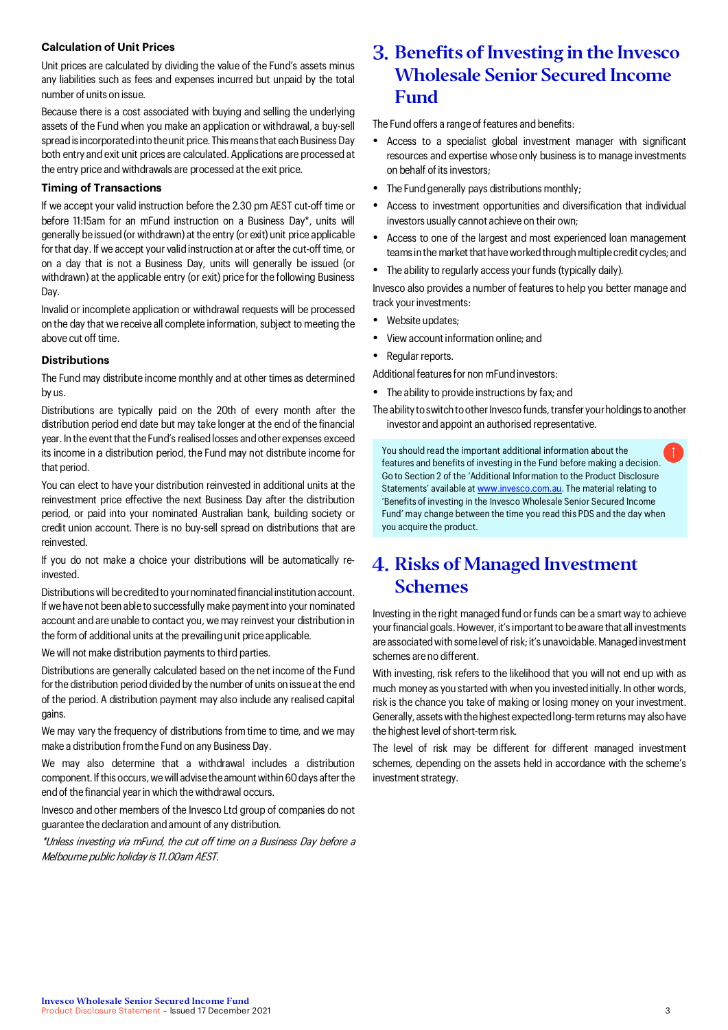### Calculation of Unit Prices

Unit prices are calculated by dividing the value of the Fund's assets minus any liabilities such as fees and expenses incurred but unpaid by the total number of units on issue.

Because there is a cost associated with buying and selling the underlying assets of the Fund when you make an application or withdrawal, a buy-sell spread is incorporated into the unit price. This means that each Business Day both entry and exit unit prices are calculated. Applications are processed at the entry price and withdrawals are processed at the exit price.

### Timing of Transactions

If we accept your valid instruction before the 2.30 pm AEST cut-off time or before 11:15am for an mFund instruction on a Business Day*, units will generally be issued (or withdrawn) at the entry (or exit) unit price applicable for that day. If we accept your valid instruction at or after the cut-off time, or on a day that is not a Business Day, units will generally be issued (or withdrawn) at the applicable entry (or exit) price for the following Business Day.

Invalid or incomplete application or withdrawal requests will be processed on the day that we receive all complete information, subject to meeting the above cut off time.

### Distributions

The Fund may distribute income monthly and at other times as determined by us.

Distributions are typically paid on the 20th of every month after the distribution period end date but may take longer at the end of the financial year. In the event that the Fund's realised losses and other expenses exceed its income in a distribution period, the Fund may not distribute income for that period.

You can elect to have your distribution reinvested in additional units at the reinvestment price effective the next Business Day after the distribution period, or paid into your nominated Australian bank, building society or credit union account. There is no buy-sell spread on distributions that are reinvested.

If you do not make a choice your distributions will be automatically re-invested.

Distributions will be credited to your nominated financial institution account. If we have not been able to successfully make payment into your nominated account and are unable to contact you, we may reinvest your distribution in the form of additional units at the prevailing unit price applicable.

We will not make distribution payments to third parties.

Distributions are generally calculated based on the net income of the Fund for the distribution period divided by the number of units on issue at the end of the period. A distribution payment may also include any realised capital gains.

We may vary the frequency of distributions from time to time, and we may make a distribution from the Fund on any Business Day.

We may also determine that a withdrawal includes a distribution component. If this occurs, we will advise the amount within 60 days after the end of the financial year in which the withdrawal occurs.

Invesco and other members of the Invesco Ltd group of companies do not guarantee the declaration and amount of any distribution.

*\*Unless investing via mFund, the cut off time on a Business Day before a Melbourne public holiday is 11.00am AEST.*

# 3. Benefits of Investing in the Invesco Wholesale Senior Secured Income Fund

The Fund offers a range of features and benefits:

- Access to a specialist global investment manager with significant resources and expertise whose only business is to manage investments on behalf of its investors;
- The Fund generally pays distributions monthly;
- Access to investment opportunities and diversification that individual investors usually cannot achieve on their own;
- Access to one of the largest and most experienced loan management teams in the market that have worked through multiple credit cycles; and
- The ability to regularly access your funds (typically daily).

Invesco also provides a number of features to help you better manage and track your investments:

- Website updates;
- View account information online; and
- Regular reports.

Additional features for non mFund investors:

- The ability to provide instructions by fax; and

The ability to switch to other Invesco funds, transfer your holdings to another investor and appoint an authorised representative.

> You should read the important additional information about the features and benefits of investing in the Fund before making a decision. Go to Section 2 of the 'Additional Information to the Product Disclosure Statements' available at www.invesco.com.au. The material relating to 'Benefits of investing in the Invesco Wholesale Senior Secured Income Fund' may change between the time you read this PDS and the day when you acquire the product.

# 4. Risks of Managed Investment Schemes

Investing in the right managed fund or funds can be a smart way to achieve your financial goals. However, it's important to be aware that all investments are associated with some level of risk; it's unavoidable. Managed investment schemes are no different.

With investing, risk refers to the likelihood that you will not end up with as much money as you started with when you invested initially. In other words, risk is the chance you take of making or losing money on your investment. Generally, assets with the highest expected long-term returns may also have the highest level of short-term risk.

The level of risk may be different for different managed investment schemes, depending on the assets held in accordance with the scheme's investment strategy.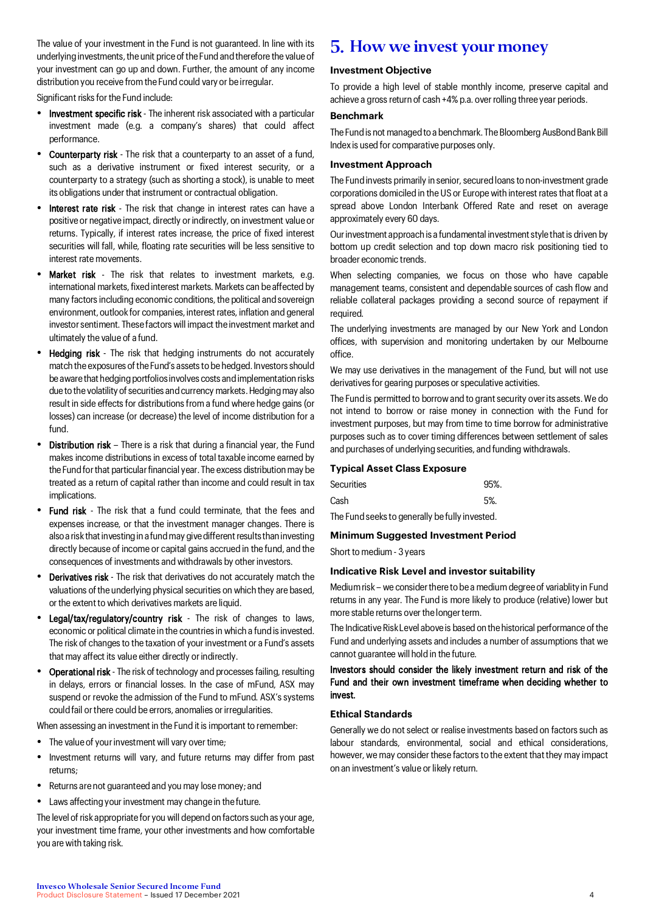The value of your investment in the Fund is not guaranteed. In line with its underlying investments, the unit price of the Fund and therefore the value of your investment can go up and down. Further, the amount of any income distribution you receive from the Fund could vary or be irregular.

Significant risks for the Fund include:

- **Investment specific risk** - The inherent risk associated with a particular investment made (e.g. a company's shares) that could affect performance.
- **Counterparty risk** - The risk that a counterparty to an asset of a fund, such as a derivative instrument or fixed interest security, or a counterparty to a strategy (such as shorting a stock), is unable to meet its obligations under that instrument or contractual obligation.
- **Interest rate risk** - The risk that change in interest rates can have a positive or negative impact, directly or indirectly, on investment value or returns. Typically, if interest rates increase, the price of fixed interest securities will fall, while, floating rate securities will be less sensitive to interest rate movements.
- **Market risk** - The risk that relates to investment markets, e.g. international markets, fixed interest markets. Markets can be affected by many factors including economic conditions, the political and sovereign environment, outlook for companies, interest rates, inflation and general investor sentiment. These factors will impact the investment market and ultimately the value of a fund.
- **Hedging risk** - The risk that hedging instruments do not accurately match the exposures of the Fund's assets to be hedged. Investors should be aware that hedging portfolios involves costs and implementation risks due to the volatility of securities and currency markets. Hedging may also result in side effects for distributions from a fund where hedge gains (or losses) can increase (or decrease) the level of income distribution for a fund.
- **Distribution risk** – There is a risk that during a financial year, the Fund makes income distributions in excess of total taxable income earned by the Fund for that particular financial year. The excess distribution may be treated as a return of capital rather than income and could result in tax implications.
- **Fund risk** - The risk that a fund could terminate, that the fees and expenses increase, or that the investment manager changes. There is also a risk that investing in a fund may give different results than investing directly because of income or capital gains accrued in the fund, and the consequences of investments and withdrawals by other investors.
- **Derivatives risk** - The risk that derivatives do not accurately match the valuations of the underlying physical securities on which they are based, or the extent to which derivatives markets are liquid.
- **Legal/tax/regulatory/country risk** - The risk of changes to laws, economic or political climate in the countries in which a fund is invested. The risk of changes to the taxation of your investment or a Fund's assets that may affect its value either directly or indirectly.
- **Operational risk** - The risk of technology and processes failing, resulting in delays, errors or financial losses. In the case of mFund, ASX may suspend or revoke the admission of the Fund to mFund. ASX's systems could fail or there could be errors, anomalies or irregularities.

When assessing an investment in the Fund it is important to remember:

- The value of your investment will vary over time;
- Investment returns will vary, and future returns may differ from past returns;
- Returns are not guaranteed and you may lose money; and
- Laws affecting your investment may change in the future.

The level of risk appropriate for you will depend on factors such as your age, your investment time frame, your other investments and how comfortable you are with taking risk.

# 5. How we invest your money

### Investment Objective

To provide a high level of stable monthly income, preserve capital and achieve a gross return of cash +4% p.a. over rolling three year periods.

### Benchmark

The Fund is not managed to a benchmark. The Bloomberg AusBond Bank Bill Index is used for comparative purposes only.

### Investment Approach

The Fund invests primarily in senior, secured loans to non-investment grade corporations domiciled in the US or Europe with interest rates that float at a spread above London Interbank Offered Rate and reset on average approximately every 60 days.

Our investment approach is a fundamental investment style that is driven by bottom up credit selection and top down macro risk positioning tied to broader economic trends.

When selecting companies, we focus on those who have capable management teams, consistent and dependable sources of cash flow and reliable collateral packages providing a second source of repayment if required.

The underlying investments are managed by our New York and London offices, with supervision and monitoring undertaken by our Melbourne office.

We may use derivatives in the management of the Fund, but will not use derivatives for gearing purposes or speculative activities.

The Fund is permitted to borrow and to grant security over its assets. We do not intend to borrow or raise money in connection with the Fund for investment purposes, but may from time to time borrow for administrative purposes such as to cover timing differences between settlement of sales and purchases of underlying securities, and funding withdrawals.

### Typical Asset Class Exposure

| | |
|---|---|
| Securities | 95%. |
| Cash | 5%. |

The Fund seeks to generally be fully invested.

### Minimum Suggested Investment Period

Short to medium - 3 years

### Indicative Risk Level and investor suitability

Medium risk – we consider there to be a medium degree of variablity in Fund returns in any year. The Fund is more likely to produce (relative) lower but more stable returns over the longer term.

The Indicative Risk Level above is based on the historical performance of the Fund and underlying assets and includes a number of assumptions that we cannot guarantee will hold in the future.

**Investors should consider the likely investment return and risk of the Fund and their own investment timeframe when deciding whether to invest.**

### Ethical Standards

Generally we do not select or realise investments based on factors such as labour standards, environmental, social and ethical considerations, however, we may consider these factors to the extent that they may impact on an investment's value or likely return.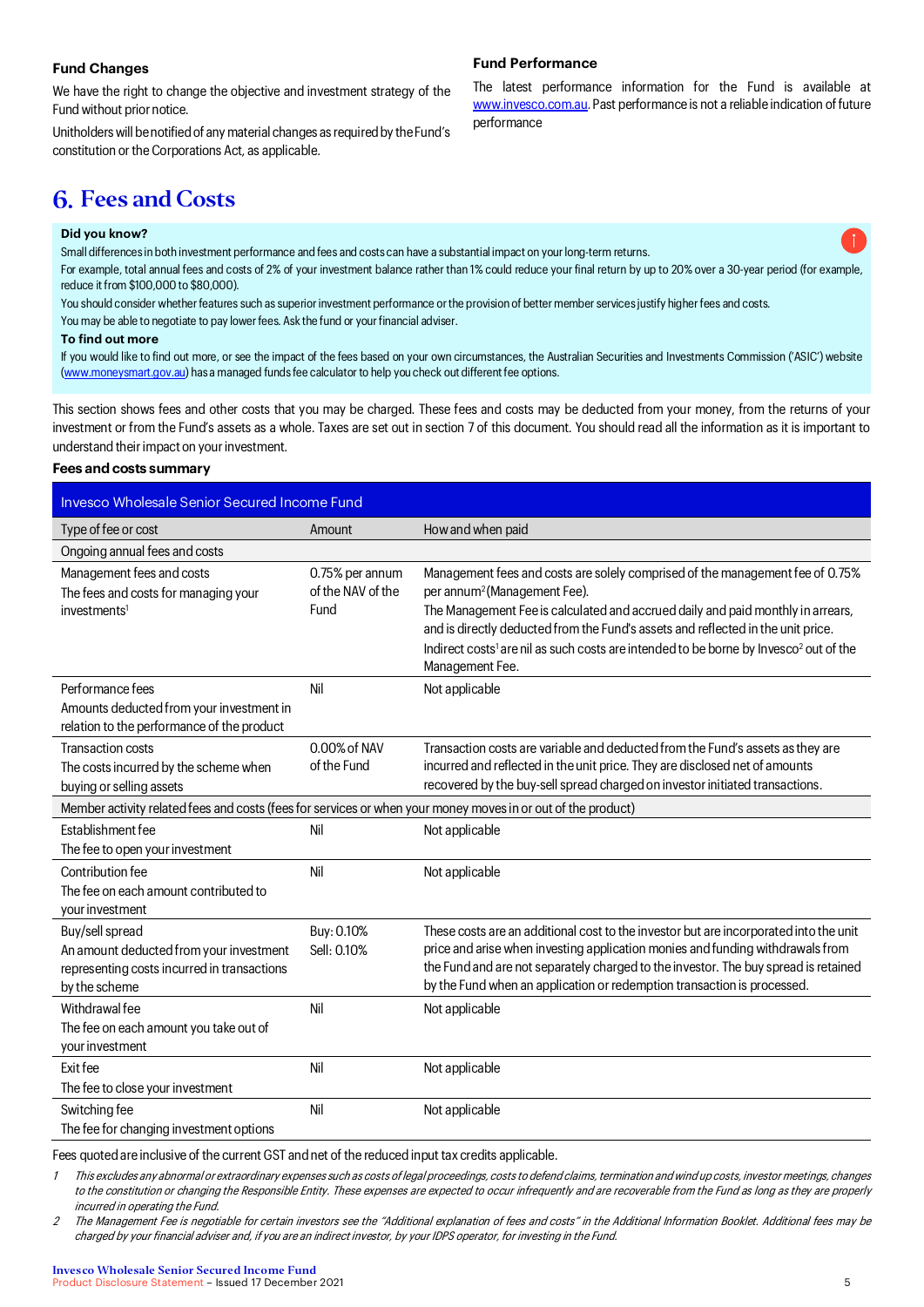### Fund Changes

We have the right to change the objective and investment strategy of the Fund without prior notice.

Unitholders will be notified of any material changes as required by the Fund's constitution or the Corporations Act, as applicable.

### Fund Performance

The latest performance information for the Fund is available at www.invesco.com.au. Past performance is not a reliable indication of future performance

## 6. Fees and Costs

**Did you know?**

Small differences in both investment performance and fees and costs can have a substantial impact on your long-term returns.

For example, total annual fees and costs of 2% of your investment balance rather than 1% could reduce your final return by up to 20% over a 30-year period (for example, reduce it from $100,000 to $80,000).

You should consider whether features such as superior investment performance or the provision of better member services justify higher fees and costs.

You may be able to negotiate to pay lower fees. Ask the fund or your financial adviser.

**To find out more**

If you would like to find out more, or see the impact of the fees based on your own circumstances, the Australian Securities and Investments Commission ('ASIC') website (www.moneysmart.gov.au) has a managed funds fee calculator to help you check out different fee options.

This section shows fees and other costs that you may be charged. These fees and costs may be deducted from your money, from the returns of your investment or from the Fund's assets as a whole. Taxes are set out in section 7 of this document. You should read all the information as it is important to understand their impact on your investment.

**Fees and costs summary**

| Invesco Wholesale Senior Secured Income Fund | | |
|---|---|---|
| Type of fee or cost | Amount | How and when paid |
| Ongoing annual fees and costs | | |
| Management fees and costs<br>The fees and costs for managing your investments[1] | 0.75% per annum of the NAV of the Fund | Management fees and costs are solely comprised of the management fee of 0.75% per annum[2] (Management Fee).<br>The Management Fee is calculated and accrued daily and paid monthly in arrears, and is directly deducted from the Fund's assets and reflected in the unit price.<br>Indirect costs[1] are nil as such costs are intended to be borne by Invesco[2] out of the Management Fee. |
| Performance fees<br>Amounts deducted from your investment in relation to the performance of the product | Nil | Not applicable |
| Transaction costs<br>The costs incurred by the scheme when buying or selling assets | 0.00% of NAV of the Fund | Transaction costs are variable and deducted from the Fund's assets as they are incurred and reflected in the unit price. They are disclosed net of amounts recovered by the buy-sell spread charged on investor initiated transactions. |
| Member activity related fees and costs (fees for services or when your money moves in or out of the product) | | |
| Establishment fee<br>The fee to open your investment | Nil | Not applicable |
| Contribution fee<br>The fee on each amount contributed to your investment | Nil | Not applicable |
| Buy/sell spread<br>An amount deducted from your investment representing costs incurred in transactions by the scheme | Buy: 0.10%<br>Sell: 0.10% | These costs are an additional cost to the investor but are incorporated into the unit price and arise when investing application monies and funding withdrawals from the Fund and are not separately charged to the investor. The buy spread is retained by the Fund when an application or redemption transaction is processed. |
| Withdrawal fee<br>The fee on each amount you take out of your investment | Nil | Not applicable |
| Exit fee<br>The fee to close your investment | Nil | Not applicable |
| Switching fee<br>The fee for changing investment options | Nil | Not applicable |

Fees quoted are inclusive of the current GST and net of the reduced input tax credits applicable.

1. *This excludes any abnormal or extraordinary expenses such as costs of legal proceedings, costs to defend claims, termination and wind up costs, investor meetings, changes to the constitution or changing the Responsible Entity. These expenses are expected to occur infrequently and are recoverable from the Fund as long as they are properly incurred in operating the Fund.*
2. *The Management Fee is negotiable for certain investors see the "Additional explanation of fees and costs" in the Additional Information Booklet. Additional fees may be charged by your financial adviser and, if you are an indirect investor, by your IDPS operator, for investing in the Fund.*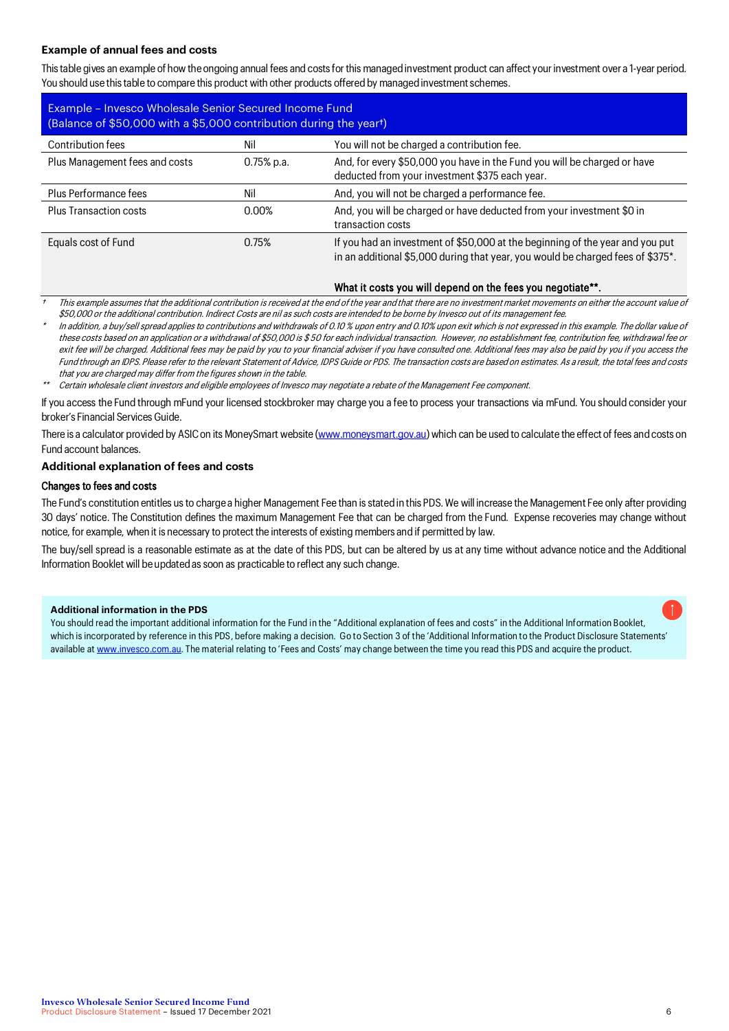### Example of annual fees and costs

This table gives an example of how the ongoing annual fees and costs for this managed investment product can affect your investment over a 1-year period. You should use this table to compare this product with other products offered by managed investment schemes.

| Example – Invesco Wholesale Senior Secured Income Fund (Balance of $50,000 with a $5,000 contribution during the year†) | | |
|---|---|---|
| Contribution fees | Nil | You will not be charged a contribution fee. |
| Plus Management fees and costs | 0.75% p.a. | And, for every $50,000 you have in the Fund you will be charged or have deducted from your investment $375 each year. |
| Plus Performance fees | Nil | And, you will not be charged a performance fee. |
| Plus Transaction costs | 0.00% | And, you will be charged or have deducted from your investment $0 in transaction costs |
| Equals cost of Fund | 0.75% | If you had an investment of $50,000 at the beginning of the year and you put in an additional $5,000 during that year, you would be charged fees of $375*.<br><br>**What it costs you will depend on the fees you negotiate\*\*.** |

† *This example assumes that the additional contribution is received at the end of the year and that there are no investment market movements on either the account value of $50,000 or the additional contribution. Indirect Costs are nil as such costs are intended to be borne by Invesco out of its management fee.*

\* *In addition, a buy/sell spread applies to contributions and withdrawals of 0.10 % upon entry and 0.10% upon exit which is not expressed in this example. The dollar value of these costs based on an application or a withdrawal of $50,000 is $50 for each individual transaction. However, no establishment fee, contribution fee, withdrawal fee or exit fee will be charged. Additional fees may be paid by you to your financial adviser if you have consulted one. Additional fees may also be paid by you if you access the Fund through an IDPS. Please refer to the relevant Statement of Advice, IDPS Guide or PDS. The transaction costs are based on estimates. As a result, the total fees and costs that you are charged may differ from the figures shown in the table.*

\*\* *Certain wholesale client investors and eligible employees of Invesco may negotiate a rebate of the Management Fee component.*

If you access the Fund through mFund your licensed stockbroker may charge you a fee to process your transactions via mFund. You should consider your broker's Financial Services Guide.

There is a calculator provided by ASIC on its MoneySmart website (www.moneysmart.gov.au) which can be used to calculate the effect of fees and costs on Fund account balances.

### Additional explanation of fees and costs

#### Changes to fees and costs

The Fund's constitution entitles us to charge a higher Management Fee than is stated in this PDS. We will increase the Management Fee only after providing 30 days' notice. The Constitution defines the maximum Management Fee that can be charged from the Fund. Expense recoveries may change without notice, for example, when it is necessary to protect the interests of existing members and if permitted by law.

The buy/sell spread is a reasonable estimate as at the date of this PDS, but can be altered by us at any time without advance notice and the Additional Information Booklet will be updated as soon as practicable to reflect any such change.

**Additional information in the PDS**

You should read the important additional information for the Fund in the "Additional explanation of fees and costs" in the Additional Information Booklet, which is incorporated by reference in this PDS, before making a decision. Go to Section 3 of the 'Additional Information to the Product Disclosure Statements' available at www.invesco.com.au. The material relating to 'Fees and Costs' may change between the time you read this PDS and acquire the product.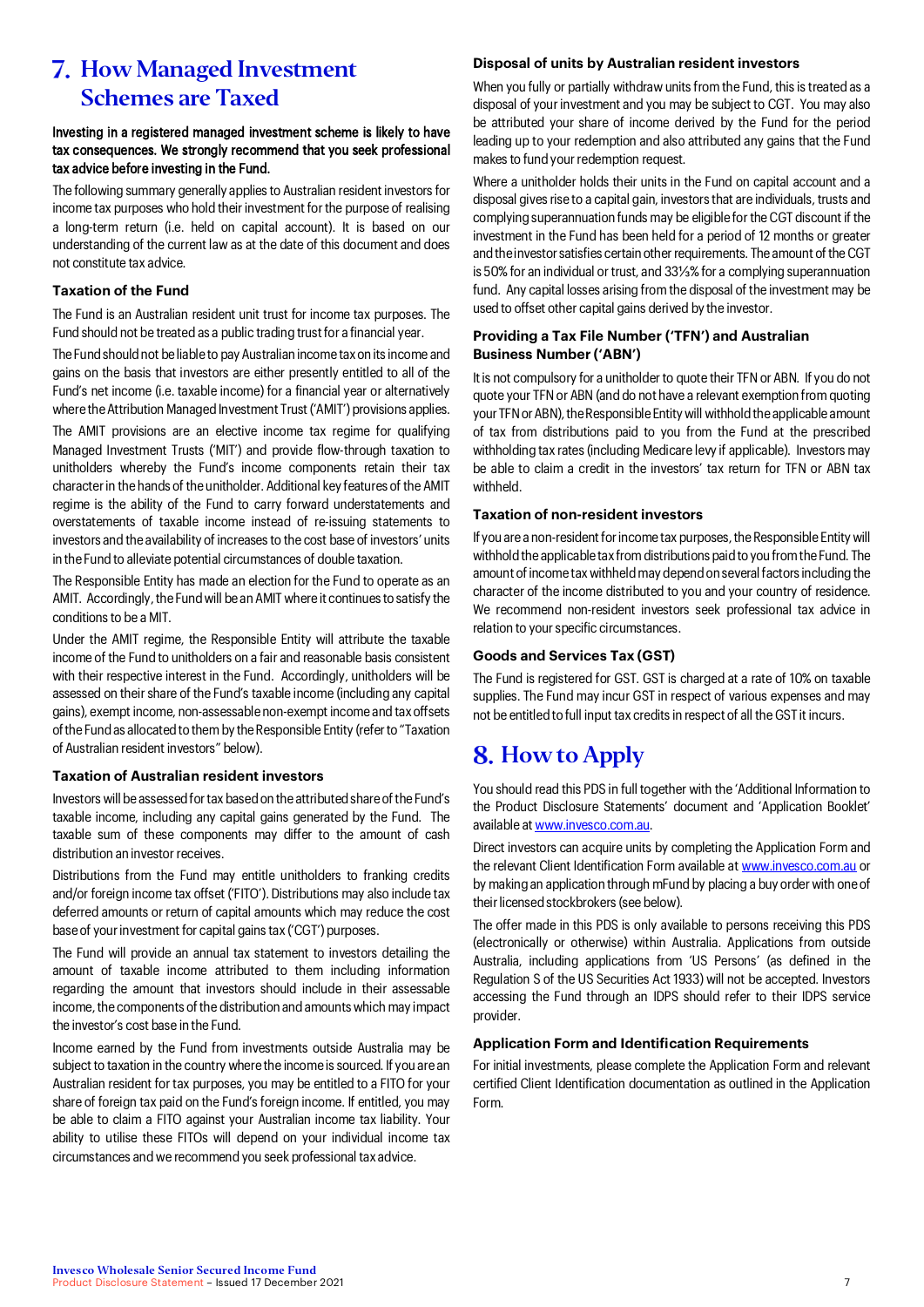# 7. How Managed Investment Schemes are Taxed

**Investing in a registered managed investment scheme is likely to have tax consequences. We strongly recommend that you seek professional tax advice before investing in the Fund.**

The following summary generally applies to Australian resident investors for income tax purposes who hold their investment for the purpose of realising a long-term return (i.e. held on capital account). It is based on our understanding of the current law as at the date of this document and does not constitute tax advice.

### Taxation of the Fund

The Fund is an Australian resident unit trust for income tax purposes. The Fund should not be treated as a public trading trust for a financial year.

The Fund should not be liable to pay Australian income tax on its income and gains on the basis that investors are either presently entitled to all of the Fund's net income (i.e. taxable income) for a financial year or alternatively where the Attribution Managed Investment Trust ('AMIT') provisions applies.

The AMIT provisions are an elective income tax regime for qualifying Managed Investment Trusts ('MIT') and provide flow-through taxation to unitholders whereby the Fund's income components retain their tax character in the hands of the unitholder. Additional key features of the AMIT regime is the ability of the Fund to carry forward understatements and overstatements of taxable income instead of re-issuing statements to investors and the availability of increases to the cost base of investors' units in the Fund to alleviate potential circumstances of double taxation.

The Responsible Entity has made an election for the Fund to operate as an AMIT. Accordingly, the Fund will be an AMIT where it continues to satisfy the conditions to be a MIT.

Under the AMIT regime, the Responsible Entity will attribute the taxable income of the Fund to unitholders on a fair and reasonable basis consistent with their respective interest in the Fund. Accordingly, unitholders will be assessed on their share of the Fund's taxable income (including any capital gains), exempt income, non-assessable non-exempt income and tax offsets of the Fund as allocated to them by the Responsible Entity (refer to "Taxation of Australian resident investors" below).

### Taxation of Australian resident investors

Investors will be assessed for tax based on the attributed share of the Fund's taxable income, including any capital gains generated by the Fund. The taxable sum of these components may differ to the amount of cash distribution an investor receives.

Distributions from the Fund may entitle unitholders to franking credits and/or foreign income tax offset ('FITO'). Distributions may also include tax deferred amounts or return of capital amounts which may reduce the cost base of your investment for capital gains tax ('CGT') purposes.

The Fund will provide an annual tax statement to investors detailing the amount of taxable income attributed to them including information regarding the amount that investors should include in their assessable income, the components of the distribution and amounts which may impact the investor's cost base in the Fund.

Income earned by the Fund from investments outside Australia may be subject to taxation in the country where the income is sourced. If you are an Australian resident for tax purposes, you may be entitled to a FITO for your share of foreign tax paid on the Fund's foreign income. If entitled, you may be able to claim a FITO against your Australian income tax liability. Your ability to utilise these FITOs will depend on your individual income tax circumstances and we recommend you seek professional tax advice.

### Disposal of units by Australian resident investors

When you fully or partially withdraw units from the Fund, this is treated as a disposal of your investment and you may be subject to CGT. You may also be attributed your share of income derived by the Fund for the period leading up to your redemption and also attributed any gains that the Fund makes to fund your redemption request.

Where a unitholder holds their units in the Fund on capital account and a disposal gives rise to a capital gain, investors that are individuals, trusts and complying superannuation funds may be eligible for the CGT discount if the investment in the Fund has been held for a period of 12 months or greater and the investor satisfies certain other requirements. The amount of the CGT is 50% for an individual or trust, and 33⅓% for a complying superannuation fund. Any capital losses arising from the disposal of the investment may be used to offset other capital gains derived by the investor.

### Providing a Tax File Number ('TFN') and Australian Business Number ('ABN')

It is not compulsory for a unitholder to quote their TFN or ABN. If you do not quote your TFN or ABN (and do not have a relevant exemption from quoting your TFN or ABN), the Responsible Entity will withhold the applicable amount of tax from distributions paid to you from the Fund at the prescribed withholding tax rates (including Medicare levy if applicable). Investors may be able to claim a credit in the investors' tax return for TFN or ABN tax withheld.

### Taxation of non-resident investors

If you are a non-resident for income tax purposes, the Responsible Entity will withhold the applicable tax from distributions paid to you from the Fund. The amount of income tax withheld may depend on several factors including the character of the income distributed to you and your country of residence. We recommend non-resident investors seek professional tax advice in relation to your specific circumstances.

### Goods and Services Tax (GST)

The Fund is registered for GST. GST is charged at a rate of 10% on taxable supplies. The Fund may incur GST in respect of various expenses and may not be entitled to full input tax credits in respect of all the GST it incurs.

# 8. How to Apply

You should read this PDS in full together with the 'Additional Information to the Product Disclosure Statements' document and 'Application Booklet' available at www.invesco.com.au.

Direct investors can acquire units by completing the Application Form and the relevant Client Identification Form available at www.invesco.com.au or by making an application through mFund by placing a buy order with one of their licensed stockbrokers (see below).

The offer made in this PDS is only available to persons receiving this PDS (electronically or otherwise) within Australia. Applications from outside Australia, including applications from 'US Persons' (as defined in the Regulation S of the US Securities Act 1933) will not be accepted. Investors accessing the Fund through an IDPS should refer to their IDPS service provider.

### Application Form and Identification Requirements

For initial investments, please complete the Application Form and relevant certified Client Identification documentation as outlined in the Application Form.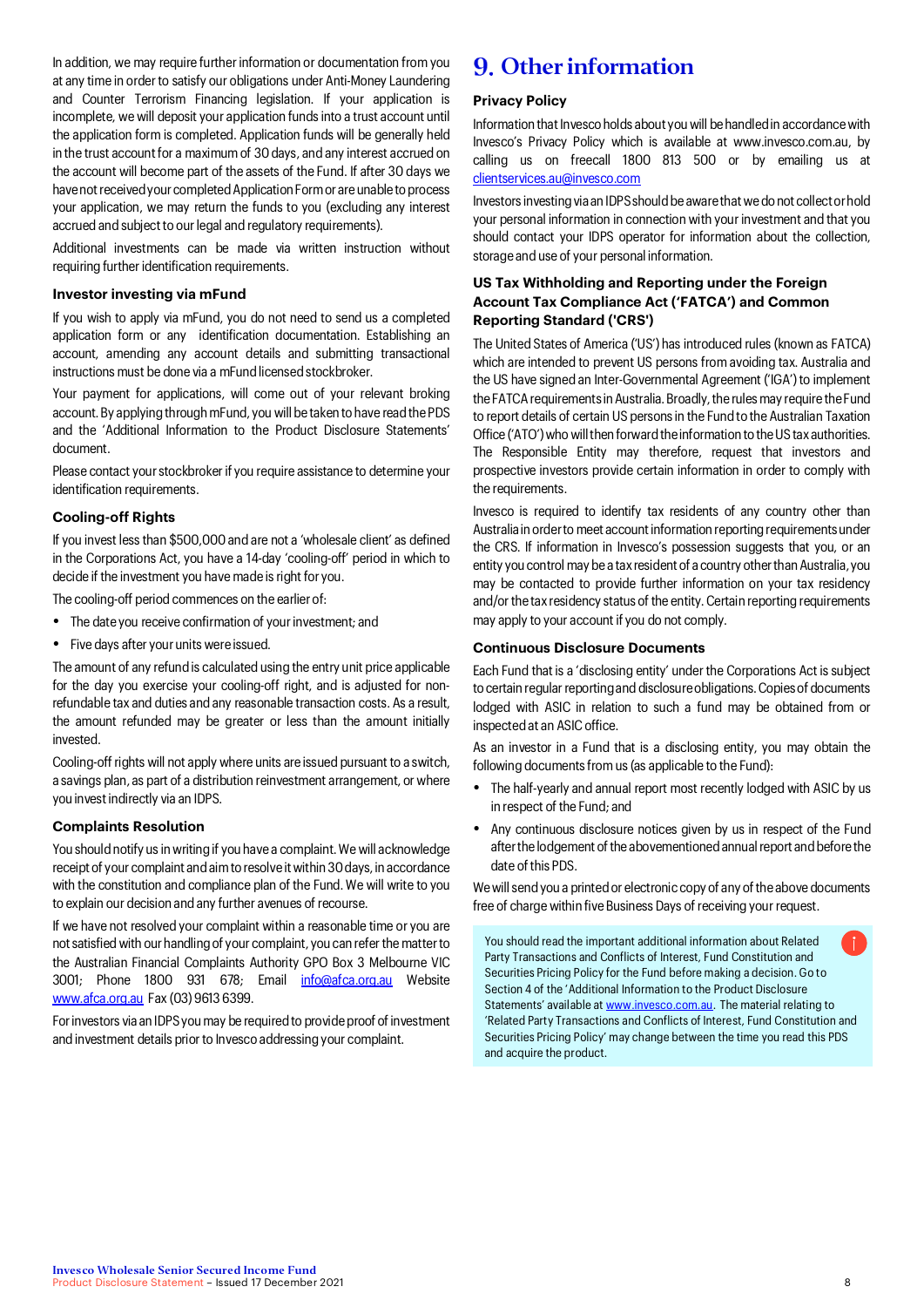In addition, we may require further information or documentation from you at any time in order to satisfy our obligations under Anti-Money Laundering and Counter Terrorism Financing legislation. If your application is incomplete, we will deposit your application funds into a trust account until the application form is completed. Application funds will be generally held in the trust account for a maximum of 30 days, and any interest accrued on the account will become part of the assets of the Fund. If after 30 days we have not received your completed Application Form or are unable to process your application, we may return the funds to you (excluding any interest accrued and subject to our legal and regulatory requirements).

Additional investments can be made via written instruction without requiring further identification requirements.

### Investor investing via mFund

If you wish to apply via mFund, you do not need to send us a completed application form or any identification documentation. Establishing an account, amending any account details and submitting transactional instructions must be done via a mFund licensed stockbroker.

Your payment for applications, will come out of your relevant broking account. By applying through mFund, you will be taken to have read the PDS and the 'Additional Information to the Product Disclosure Statements' document.

Please contact your stockbroker if you require assistance to determine your identification requirements.

### Cooling-off Rights

If you invest less than $500,000 and are not a 'wholesale client' as defined in the Corporations Act, you have a 14-day 'cooling-off' period in which to decide if the investment you have made is right for you.

The cooling-off period commences on the earlier of:

- The date you receive confirmation of your investment; and
- Five days after your units were issued.

The amount of any refund is calculated using the entry unit price applicable for the day you exercise your cooling-off right, and is adjusted for non-refundable tax and duties and any reasonable transaction costs. As a result, the amount refunded may be greater or less than the amount initially invested.

Cooling-off rights will not apply where units are issued pursuant to a switch, a savings plan, as part of a distribution reinvestment arrangement, or where you invest indirectly via an IDPS.

### Complaints Resolution

You should notify us in writing if you have a complaint. We will acknowledge receipt of your complaint and aim to resolve it within 30 days, in accordance with the constitution and compliance plan of the Fund. We will write to you to explain our decision and any further avenues of recourse.

If we have not resolved your complaint within a reasonable time or you are not satisfied with our handling of your complaint, you can refer the matter to the Australian Financial Complaints Authority GPO Box 3 Melbourne VIC 3001; Phone 1800 931 678; Email info@afca.org.au Website www.afca.org.au Fax (03) 9613 6399.

For investors via an IDPS you may be required to provide proof of investment and investment details prior to Invesco addressing your complaint.

# 9. Other information

### Privacy Policy

Information that Invesco holds about you will be handled in accordance with Invesco's Privacy Policy which is available at www.invesco.com.au, by calling us on freecall 1800 813 500 or by emailing us at clientservices.au@invesco.com

Investors investing via an IDPS should be aware that we do not collect or hold your personal information in connection with your investment and that you should contact your IDPS operator for information about the collection, storage and use of your personal information.

### US Tax Withholding and Reporting under the Foreign Account Tax Compliance Act ('FATCA') and Common Reporting Standard ('CRS')

The United States of America ('US') has introduced rules (known as FATCA) which are intended to prevent US persons from avoiding tax. Australia and the US have signed an Inter-Governmental Agreement ('IGA') to implement the FATCA requirements in Australia. Broadly, the rules may require the Fund to report details of certain US persons in the Fund to the Australian Taxation Office ('ATO') who will then forward the information to the US tax authorities. The Responsible Entity may therefore, request that investors and prospective investors provide certain information in order to comply with the requirements.

Invesco is required to identify tax residents of any country other than Australia in order to meet account information reporting requirements under the CRS. If information in Invesco's possession suggests that you, or an entity you control may be a tax resident of a country other than Australia, you may be contacted to provide further information on your tax residency and/or the tax residency status of the entity. Certain reporting requirements may apply to your account if you do not comply.

### Continuous Disclosure Documents

Each Fund that is a 'disclosing entity' under the Corporations Act is subject to certain regular reporting and disclosure obligations. Copies of documents lodged with ASIC in relation to such a fund may be obtained from or inspected at an ASIC office.

As an investor in a Fund that is a disclosing entity, you may obtain the following documents from us (as applicable to the Fund):

- The half-yearly and annual report most recently lodged with ASIC by us in respect of the Fund; and
- Any continuous disclosure notices given by us in respect of the Fund after the lodgement of the abovementioned annual report and before the date of this PDS.

We will send you a printed or electronic copy of any of the above documents free of charge within five Business Days of receiving your request.

You should read the important additional information about Related Party Transactions and Conflicts of Interest, Fund Constitution and Securities Pricing Policy for the Fund before making a decision. Go to Section 4 of the 'Additional Information to the Product Disclosure Statements' available at www.invesco.com.au. The material relating to 'Related Party Transactions and Conflicts of Interest, Fund Constitution and Securities Pricing Policy' may change between the time you read this PDS and acquire the product.